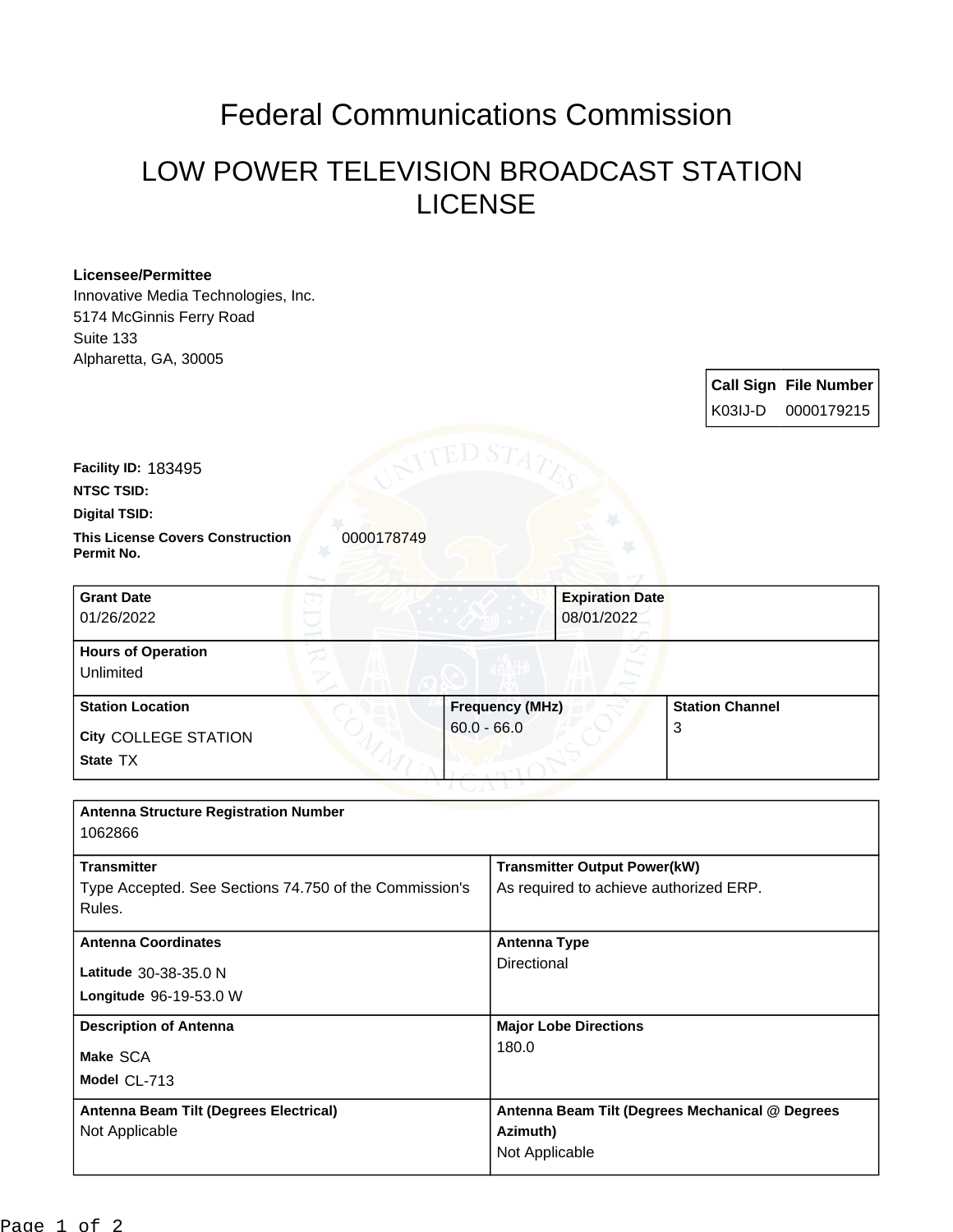# Federal Communications Commission

## LOW POWER TELEVISION BROADCAST STATION LICENSE

**Licensee/Permittee**
Innovative Media Technologies, Inc.
5174 McGinnis Ferry Road
Suite 133
Alpharetta, GA, 30005

| Call Sign | File Number |
|---|---|
| K03IJ-D | 0000179215 |

**Facility ID:** 183495

**NTSC TSID:**

**Digital TSID:**

**This License Covers Construction Permit No.** 0000178749

| Grant Date | Expiration Date |
|---|---|
| 01/26/2022 | 08/01/2022 |

**Hours of Operation**
Unlimited

| Station Location | Frequency (MHz) | Station Channel |
|---|---|---|
| City COLLEGE STATION<br>State TX | 60.0 - 66.0 | 3 |

**Antenna Structure Registration Number**
1062866

| Transmitter | Transmitter Output Power(kW) |
|---|---|
| Type Accepted. See Sections 74.750 of the Commission's Rules. | As required to achieve authorized ERP. |

| Antenna Coordinates | Antenna Type |
|---|---|
| Latitude 30-38-35.0 N<br>Longitude 96-19-53.0 W | Directional |

| Description of Antenna | Major Lobe Directions |
|---|---|
| Make SCA<br>Model CL-713 | 180.0 |

| Antenna Beam Tilt (Degrees Electrical) | Antenna Beam Tilt (Degrees Mechanical @ Degrees Azimuth) |
|---|---|
| Not Applicable | Not Applicable |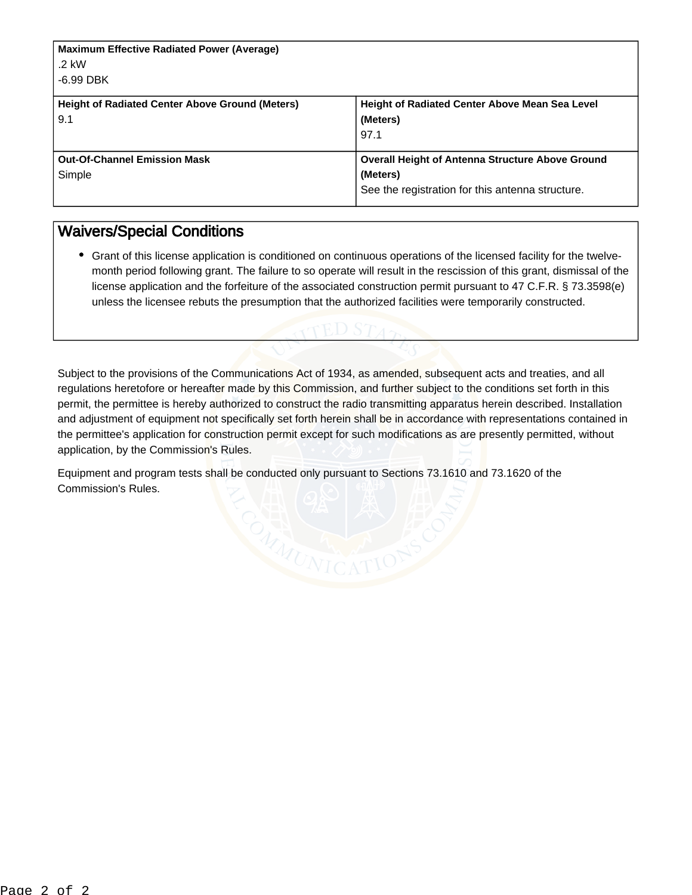| | |
|---|---|
| **Maximum Effective Radiated Power (Average)**<br>.2 kW<br>-6.99 DBK | |
| **Height of Radiated Center Above Ground (Meters)**<br>9.1 | **Height of Radiated Center Above Mean Sea Level (Meters)**<br>97.1 |
| **Out-Of-Channel Emission Mask**<br>Simple | **Overall Height of Antenna Structure Above Ground (Meters)**<br>See the registration for this antenna structure. |

## Waivers/Special Conditions

- Grant of this license application is conditioned on continuous operations of the licensed facility for the twelve-month period following grant. The failure to so operate will result in the rescission of this grant, dismissal of the license application and the forfeiture of the associated construction permit pursuant to 47 C.F.R. § 73.3598(e) unless the licensee rebuts the presumption that the authorized facilities were temporarily constructed.

Subject to the provisions of the Communications Act of 1934, as amended, subsequent acts and treaties, and all regulations heretofore or hereafter made by this Commission, and further subject to the conditions set forth in this permit, the permittee is hereby authorized to construct the radio transmitting apparatus herein described. Installation and adjustment of equipment not specifically set forth herein shall be in accordance with representations contained in the permittee's application for construction permit except for such modifications as are presently permitted, without application, by the Commission's Rules.

Equipment and program tests shall be conducted only pursuant to Sections 73.1610 and 73.1620 of the Commission's Rules.